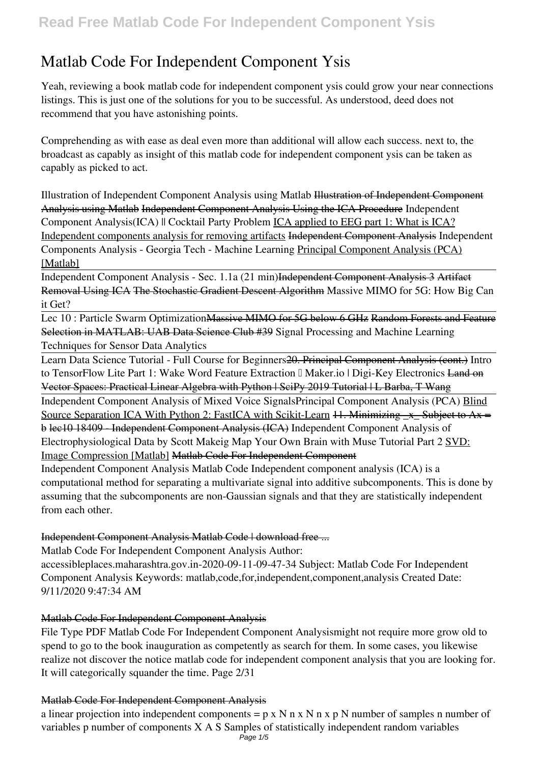# Matlab Code For Independent Component Ysis

Yeah, reviewing a book matlab code for independent component ysis could grow your near connections listings. This is just one of the solutions for you to be successful. As understood, deed does not recommend that you have astonishing points.

Comprehending as with ease as deal even more than additional will allow each success. next to, the broadcast as capably as insight of this matlab code for independent component ysis can be taken as capably as picked to act.

Illustration of Independent Component Analysis using Matlab ~~Illustration of Independent Component Analysis using Matlab~~ Independent Component Analysis Using the ICA Procedure Independent Component Analysis(ICA) || Cocktail Party Problem ICA applied to EEG part 1: What is ICA? Independent components analysis for removing artifacts ~~Independent Component Analysis~~ Independent Components Analysis - Georgia Tech - Machine Learning Principal Component Analysis (PCA) [Matlab]

Independent Component Analysis - Sec. 1.1a (21 min)~~Independent Component Analysis 3~~ ~~Artifact Removal Using ICA~~ ~~The Stochastic Gradient Descent Algorithm~~ Massive MIMO for 5G: How Big Can it Get?

Lec 10 : Particle Swarm Optimization~~Massive MIMO for 5G below 6 GHz~~ ~~Random Forests and Feature Selection in MATLAB: UAB Data Science Club #39~~ Signal Processing and Machine Learning Techniques for Sensor Data Analytics

Learn Data Science Tutorial - Full Course for Beginners~~20. Principal Component Analysis (cont.)~~ Intro to TensorFlow Lite Part 1: Wake Word Feature Extraction – Maker.io | Digi-Key Electronics ~~Land on Vector Spaces: Practical Linear Algebra with Python | SciPy 2019 Tutorial | L Barba, T Wang~~

Independent Component Analysis of Mixed Voice SignalsPrincipal Component Analysis (PCA) Blind Source Separation ICA With Python 2: FastICA with Scikit-Learn ~~11. Minimizing _x_ Subject to Ax = b~~ ~~lec10 18409 - Independent Component Analysis (ICA)~~ Independent Component Analysis of Electrophysiological Data by Scott Makeig Map Your Own Brain with Muse Tutorial Part 2 SVD: Image Compression [Matlab] ~~Matlab Code For Independent Component~~

Independent Component Analysis Matlab Code Independent component analysis (ICA) is a computational method for separating a multivariate signal into additive subcomponents. This is done by assuming that the subcomponents are non-Gaussian signals and that they are statistically independent from each other.

## Independent Component Analysis Matlab Code | download free ...

Matlab Code For Independent Component Analysis Author: accessibleplaces.maharashtra.gov.in-2020-09-11-09-47-34 Subject: Matlab Code For Independent Component Analysis Keywords: matlab,code,for,independent,component,analysis Created Date: 9/11/2020 9:47:34 AM

## Matlab Code For Independent Component Analysis

File Type PDF Matlab Code For Independent Component Analysismight not require more grow old to spend to go to the book inauguration as competently as search for them. In some cases, you likewise realize not discover the notice matlab code for independent component analysis that you are looking for. It will categorically squander the time. Page 2/31

## Matlab Code For Independent Component Analysis

a linear projection into independent components = p x N n x N n x p N number of samples n number of variables p number of components X A S Samples of statistically independent random variables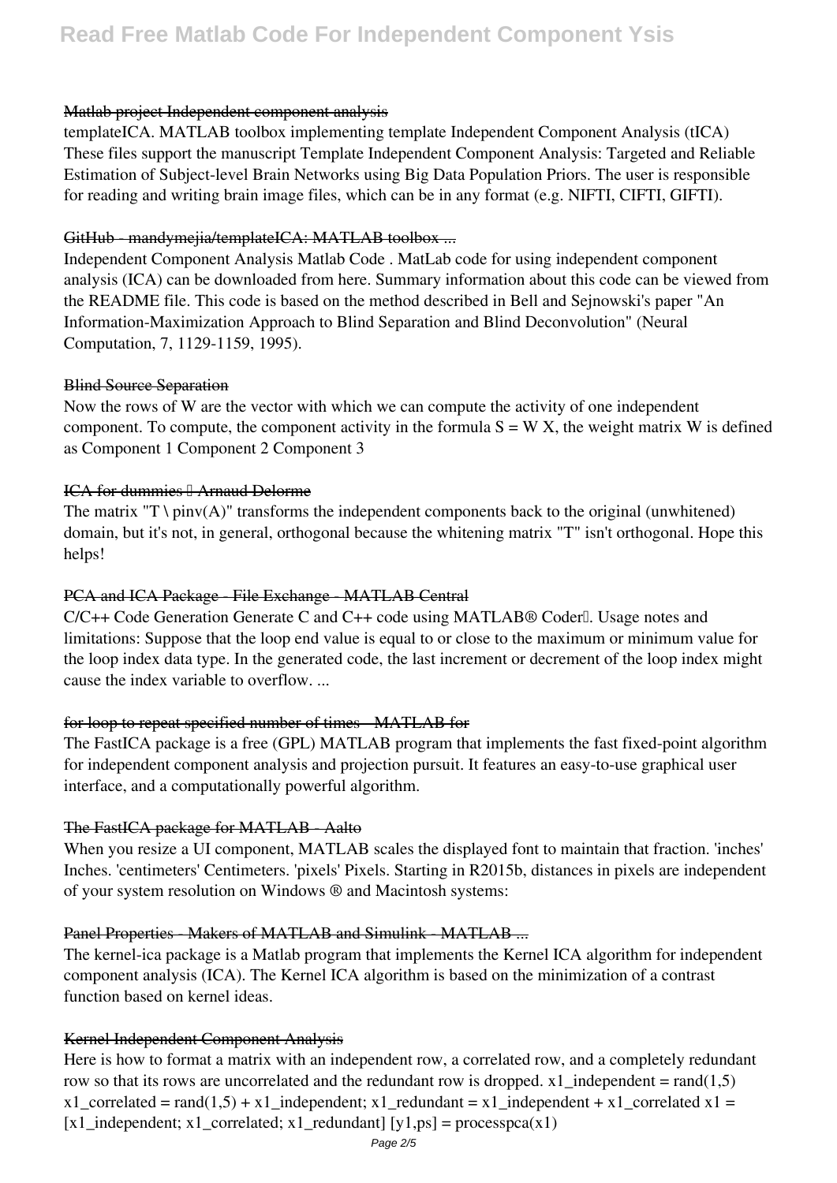### Matlab project Independent component analysis

templateICA. MATLAB toolbox implementing template Independent Component Analysis (tICA) These files support the manuscript Template Independent Component Analysis: Targeted and Reliable Estimation of Subject-level Brain Networks using Big Data Population Priors. The user is responsible for reading and writing brain image files, which can be in any format (e.g. NIFTI, CIFTI, GIFTI).

### GitHub - mandymejia/templateICA: MATLAB toolbox ...

Independent Component Analysis Matlab Code . MatLab code for using independent component analysis (ICA) can be downloaded from here. Summary information about this code can be viewed from the README file. This code is based on the method described in Bell and Sejnowski's paper "An Information-Maximization Approach to Blind Separation and Blind Deconvolution" (Neural Computation, 7, 1129-1159, 1995).

### Blind Source Separation

Now the rows of W are the vector with which we can compute the activity of one independent component. To compute, the component activity in the formula $S = W X$, the weight matrix W is defined as Component 1 Component 2 Component 3

### ICA for dummies – Arnaud Delorme

The matrix "T \ pinv(A)" transforms the independent components back to the original (unwhitened) domain, but it's not, in general, orthogonal because the whitening matrix "T" isn't orthogonal. Hope this helps!

### PCA and ICA Package - File Exchange - MATLAB Central

C/C++ Code Generation Generate C and C++ code using MATLAB® Coder™. Usage notes and limitations: Suppose that the loop end value is equal to or close to the maximum or minimum value for the loop index data type. In the generated code, the last increment or decrement of the loop index might cause the index variable to overflow. ...

### for loop to repeat specified number of times - MATLAB for

The FastICA package is a free (GPL) MATLAB program that implements the fast fixed-point algorithm for independent component analysis and projection pursuit. It features an easy-to-use graphical user interface, and a computationally powerful algorithm.

### The FastICA package for MATLAB - Aalto

When you resize a UI component, MATLAB scales the displayed font to maintain that fraction. 'inches' Inches. 'centimeters' Centimeters. 'pixels' Pixels. Starting in R2015b, distances in pixels are independent of your system resolution on Windows ® and Macintosh systems:

### Panel Properties - Makers of MATLAB and Simulink - MATLAB ...

The kernel-ica package is a Matlab program that implements the Kernel ICA algorithm for independent component analysis (ICA). The Kernel ICA algorithm is based on the minimization of a contrast function based on kernel ideas.

### Kernel Independent Component Analysis

Here is how to format a matrix with an independent row, a correlated row, and a completely redundant row so that its rows are uncorrelated and the redundant row is dropped. x1_independent = rand(1,5) x1_correlated = rand(1,5) + x1_independent; x1_redundant = x1_independent + x1_correlated x1 = [x1_independent; x1_correlated; x1_redundant] [y1,ps] = processpca(x1)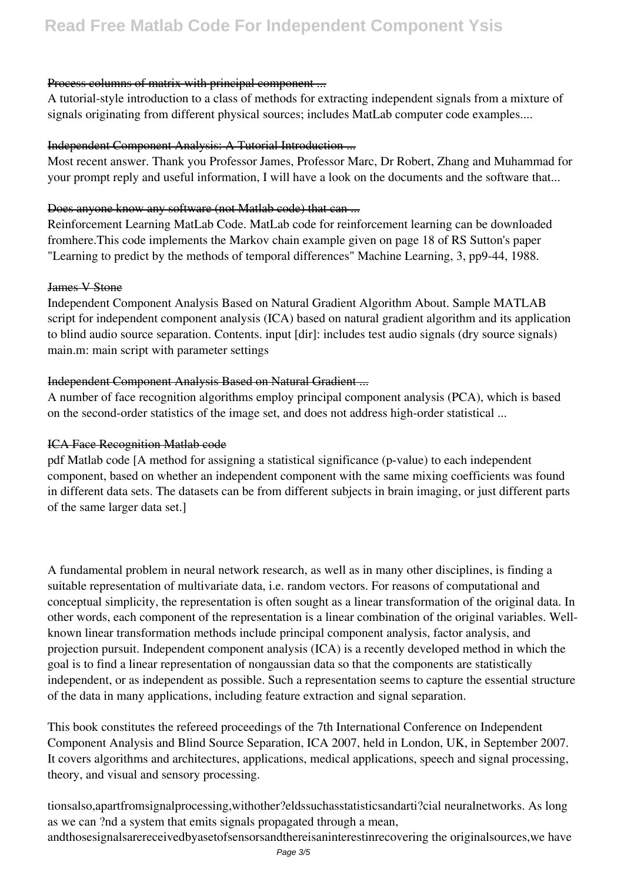### Process columns of matrix with principal component ...

A tutorial-style introduction to a class of methods for extracting independent signals from a mixture of signals originating from different physical sources; includes MatLab computer code examples....

### Independent Component Analysis: A Tutorial Introduction ...

Most recent answer. Thank you Professor James, Professor Marc, Dr Robert, Zhang and Muhammad for your prompt reply and useful information, I will have a look on the documents and the software that...

### Does anyone know any software (not Matlab code) that can ...

Reinforcement Learning MatLab Code. MatLab code for reinforcement learning can be downloaded fromhere.This code implements the Markov chain example given on page 18 of RS Sutton's paper "Learning to predict by the methods of temporal differences" Machine Learning, 3, pp9-44, 1988.

### James V Stone

Independent Component Analysis Based on Natural Gradient Algorithm About. Sample MATLAB script for independent component analysis (ICA) based on natural gradient algorithm and its application to blind audio source separation. Contents. input [dir]: includes test audio signals (dry source signals) main.m: main script with parameter settings

### Independent Component Analysis Based on Natural Gradient ...

A number of face recognition algorithms employ principal component analysis (PCA), which is based on the second-order statistics of the image set, and does not address high-order statistical ...

### ICA Face Recognition Matlab code

pdf Matlab code [A method for assigning a statistical significance (p-value) to each independent component, based on whether an independent component with the same mixing coefficients was found in different data sets. The datasets can be from different subjects in brain imaging, or just different parts of the same larger data set.]

A fundamental problem in neural network research, as well as in many other disciplines, is finding a suitable representation of multivariate data, i.e. random vectors. For reasons of computational and conceptual simplicity, the representation is often sought as a linear transformation of the original data. In other words, each component of the representation is a linear combination of the original variables. Well-known linear transformation methods include principal component analysis, factor analysis, and projection pursuit. Independent component analysis (ICA) is a recently developed method in which the goal is to find a linear representation of nongaussian data so that the components are statistically independent, or as independent as possible. Such a representation seems to capture the essential structure of the data in many applications, including feature extraction and signal separation.

This book constitutes the refereed proceedings of the 7th International Conference on Independent Component Analysis and Blind Source Separation, ICA 2007, held in London, UK, in September 2007. It covers algorithms and architectures, applications, medical applications, speech and signal processing, theory, and visual and sensory processing.

tionsalso,apartfromsignalprocessing,withother?eldssuchasstatisticsandarti?cial neuralnetworks. As long as we can ?nd a system that emits signals propagated through a mean, andthosesignalsarereceivedbyasetofsensorsandthereisaninterestinrecovering the originalsources,we have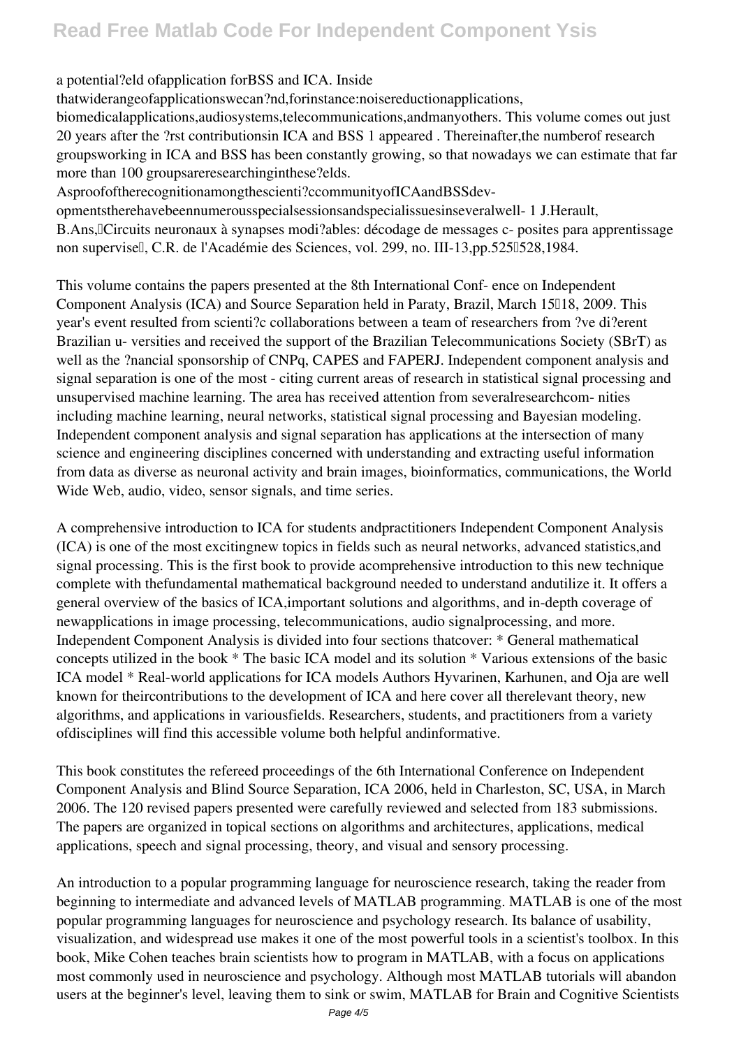a potential?eld ofapplication forBSS and ICA. Inside thatwiderangeofapplicationswecan?nd,forinstance:noisereductionapplications, biomedicalapplications,audiosystems,telecommunications,andmanyothers. This volume comes out just 20 years after the ?rst contributionsin ICA and BSS 1 appeared . Thereinafter,the numberof research groupsworking in ICA and BSS has been constantly growing, so that nowadays we can estimate that far more than 100 groupsareresearchinginthese?elds. Asproofoftherecognitionamongthescienti?ccommunityofICAandBSSdev- opmentstherehavebeennumerousspecialsessionsandspecialissuesinseveralwell- 1 J.Herault, B.Ans,"Circuits neuronaux à synapses modi?ables: décodage de messages c- posites para apprentissage non supervisé", C.R. de l'Académie des Sciences, vol. 299, no. III-13,pp.525–528,1984.

This volume contains the papers presented at the 8th International Conf- ence on Independent Component Analysis (ICA) and Source Separation held in Paraty, Brazil, March 15–18, 2009. This year's event resulted from scienti?c collaborations between a team of researchers from ?ve di?erent Brazilian u- versities and received the support of the Brazilian Telecommunications Society (SBrT) as well as the ?nancial sponsorship of CNPq, CAPES and FAPERJ. Independent component analysis and signal separation is one of the most - citing current areas of research in statistical signal processing and unsupervised machine learning. The area has received attention from severalresearchcom- nities including machine learning, neural networks, statistical signal processing and Bayesian modeling. Independent component analysis and signal separation has applications at the intersection of many science and engineering disciplines concerned with understanding and extracting useful information from data as diverse as neuronal activity and brain images, bioinformatics, communications, the World Wide Web, audio, video, sensor signals, and time series.

A comprehensive introduction to ICA for students andpractitioners Independent Component Analysis (ICA) is one of the most excitingnew topics in fields such as neural networks, advanced statistics,and signal processing. This is the first book to provide acomprehensive introduction to this new technique complete with thefundamental mathematical background needed to understand andutilize it. It offers a general overview of the basics of ICA,important solutions and algorithms, and in-depth coverage of newapplications in image processing, telecommunications, audio signalprocessing, and more. Independent Component Analysis is divided into four sections thatcover: * General mathematical concepts utilized in the book * The basic ICA model and its solution * Various extensions of the basic ICA model * Real-world applications for ICA models Authors Hyvarinen, Karhunen, and Oja are well known for theircontributions to the development of ICA and here cover all therelevant theory, new algorithms, and applications in variousfields. Researchers, students, and practitioners from a variety ofdisciplines will find this accessible volume both helpful andinformative.

This book constitutes the refereed proceedings of the 6th International Conference on Independent Component Analysis and Blind Source Separation, ICA 2006, held in Charleston, SC, USA, in March 2006. The 120 revised papers presented were carefully reviewed and selected from 183 submissions. The papers are organized in topical sections on algorithms and architectures, applications, medical applications, speech and signal processing, theory, and visual and sensory processing.

An introduction to a popular programming language for neuroscience research, taking the reader from beginning to intermediate and advanced levels of MATLAB programming. MATLAB is one of the most popular programming languages for neuroscience and psychology research. Its balance of usability, visualization, and widespread use makes it one of the most powerful tools in a scientist's toolbox. In this book, Mike Cohen teaches brain scientists how to program in MATLAB, with a focus on applications most commonly used in neuroscience and psychology. Although most MATLAB tutorials will abandon users at the beginner's level, leaving them to sink or swim, MATLAB for Brain and Cognitive Scientists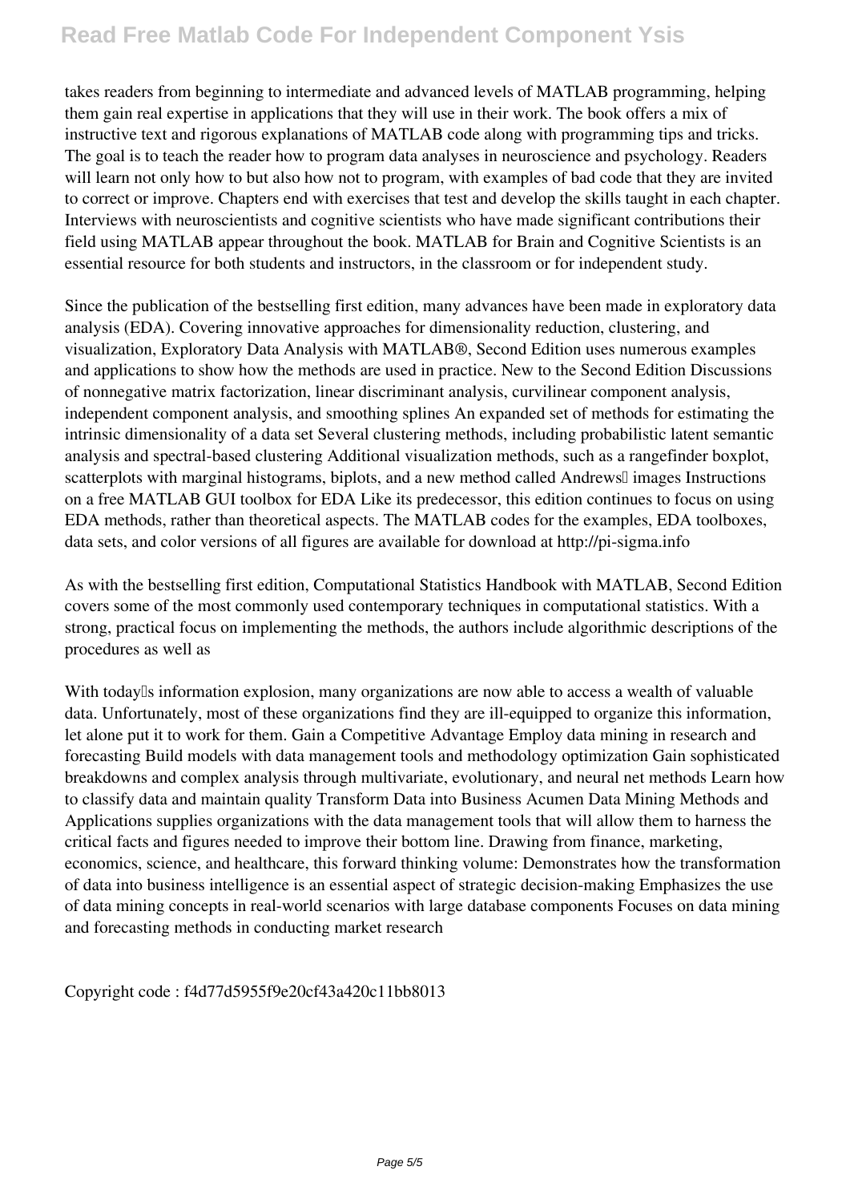takes readers from beginning to intermediate and advanced levels of MATLAB programming, helping them gain real expertise in applications that they will use in their work. The book offers a mix of instructive text and rigorous explanations of MATLAB code along with programming tips and tricks. The goal is to teach the reader how to program data analyses in neuroscience and psychology. Readers will learn not only how to but also how not to program, with examples of bad code that they are invited to correct or improve. Chapters end with exercises that test and develop the skills taught in each chapter. Interviews with neuroscientists and cognitive scientists who have made significant contributions their field using MATLAB appear throughout the book. MATLAB for Brain and Cognitive Scientists is an essential resource for both students and instructors, in the classroom or for independent study.

Since the publication of the bestselling first edition, many advances have been made in exploratory data analysis (EDA). Covering innovative approaches for dimensionality reduction, clustering, and visualization, Exploratory Data Analysis with MATLAB®, Second Edition uses numerous examples and applications to show how the methods are used in practice. New to the Second Edition Discussions of nonnegative matrix factorization, linear discriminant analysis, curvilinear component analysis, independent component analysis, and smoothing splines An expanded set of methods for estimating the intrinsic dimensionality of a data set Several clustering methods, including probabilistic latent semantic analysis and spectral-based clustering Additional visualization methods, such as a rangefinder boxplot, scatterplots with marginal histograms, biplots, and a new method called Andrews' images Instructions on a free MATLAB GUI toolbox for EDA Like its predecessor, this edition continues to focus on using EDA methods, rather than theoretical aspects. The MATLAB codes for the examples, EDA toolboxes, data sets, and color versions of all figures are available for download at http://pi-sigma.info

As with the bestselling first edition, Computational Statistics Handbook with MATLAB, Second Edition covers some of the most commonly used contemporary techniques in computational statistics. With a strong, practical focus on implementing the methods, the authors include algorithmic descriptions of the procedures as well as

With today's information explosion, many organizations are now able to access a wealth of valuable data. Unfortunately, most of these organizations find they are ill-equipped to organize this information, let alone put it to work for them. Gain a Competitive Advantage Employ data mining in research and forecasting Build models with data management tools and methodology optimization Gain sophisticated breakdowns and complex analysis through multivariate, evolutionary, and neural net methods Learn how to classify data and maintain quality Transform Data into Business Acumen Data Mining Methods and Applications supplies organizations with the data management tools that will allow them to harness the critical facts and figures needed to improve their bottom line. Drawing from finance, marketing, economics, science, and healthcare, this forward thinking volume: Demonstrates how the transformation of data into business intelligence is an essential aspect of strategic decision-making Emphasizes the use of data mining concepts in real-world scenarios with large database components Focuses on data mining and forecasting methods in conducting market research

Copyright code : f4d77d5955f9e20cf43a420c11bb8013